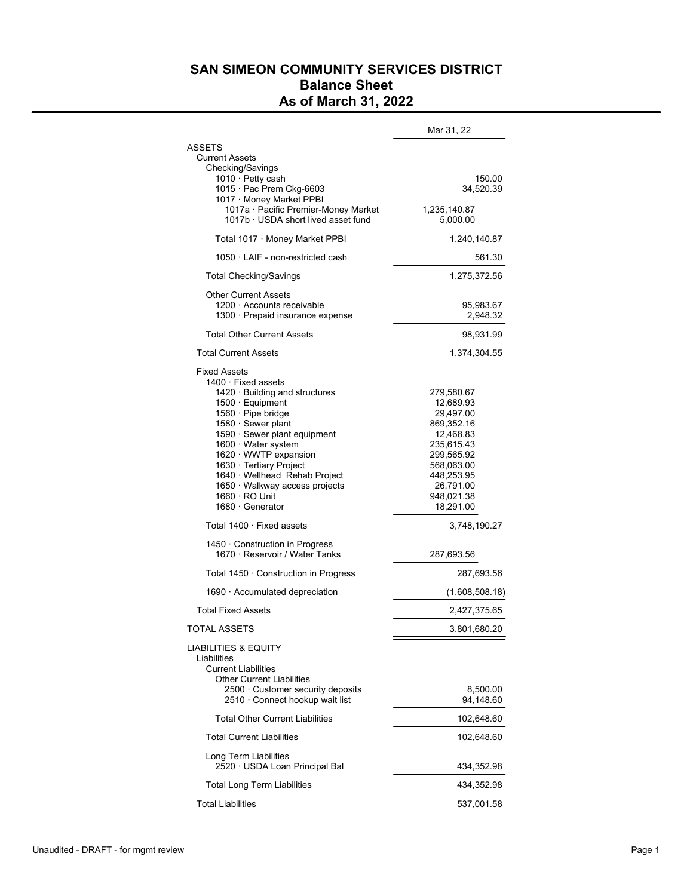# SAN SIMEON COMMUNITY SERVICES DISTRICT
## Balance Sheet
## As of March 31, 2022

| | | Mar 31, 22 |
|---|---|---|
| **ASSETS** | | |
| Current Assets | | |
| Checking/Savings | | |
| 1010 · Petty cash | | 150.00 |
| 1015 · Pac Prem Ckg-6603 | | 34,520.39 |
| 1017 · Money Market PPBI | | |
| 1017a · Pacific Premier-Money Market | 1,235,140.87 | |
| 1017b · USDA short lived asset fund | 5,000.00 | |
| Total 1017 · Money Market PPBI | | 1,240,140.87 |
| 1050 · LAIF - non-restricted cash | | 561.30 |
| Total Checking/Savings | | 1,275,372.56 |
| Other Current Assets | | |
| 1200 · Accounts receivable | | 95,983.67 |
| 1300 · Prepaid insurance expense | | 2,948.32 |
| Total Other Current Assets | | 98,931.99 |
| Total Current Assets | | 1,374,304.55 |
| Fixed Assets | | |
| 1400 · Fixed assets | | |
| 1420 · Building and structures | 279,580.67 | |
| 1500 · Equipment | 12,689.93 | |
| 1560 · Pipe bridge | 29,497.00 | |
| 1580 · Sewer plant | 869,352.16 | |
| 1590 · Sewer plant equipment | 12,468.83 | |
| 1600 · Water system | 235,615.43 | |
| 1620 · WWTP expansion | 299,565.92 | |
| 1630 · Tertiary Project | 568,063.00 | |
| 1640 · Wellhead Rehab Project | 448,253.95 | |
| 1650 · Walkway access projects | 26,791.00 | |
| 1660 · RO Unit | 948,021.38 | |
| 1680 · Generator | 18,291.00 | |
| Total 1400 · Fixed assets | | 3,748,190.27 |
| 1450 · Construction in Progress | | |
| 1670 · Reservoir / Water Tanks | 287,693.56 | |
| Total 1450 · Construction in Progress | | 287,693.56 |
| 1690 · Accumulated depreciation | | (1,608,508.18) |
| Total Fixed Assets | | 2,427,375.65 |
| **TOTAL ASSETS** | | 3,801,680.20 |
| **LIABILITIES & EQUITY** | | |
| Liabilities | | |
| Current Liabilities | | |
| Other Current Liabilities | | |
| 2500 · Customer security deposits | | 8,500.00 |
| 2510 · Connect hookup wait list | | 94,148.60 |
| Total Other Current Liabilities | | 102,648.60 |
| Total Current Liabilities | | 102,648.60 |
| Long Term Liabilities | | |
| 2520 · USDA Loan Principal Bal | | 434,352.98 |
| Total Long Term Liabilities | | 434,352.98 |
| Total Liabilities | | 537,001.58 |

Unaudited - DRAFT - for mgmt review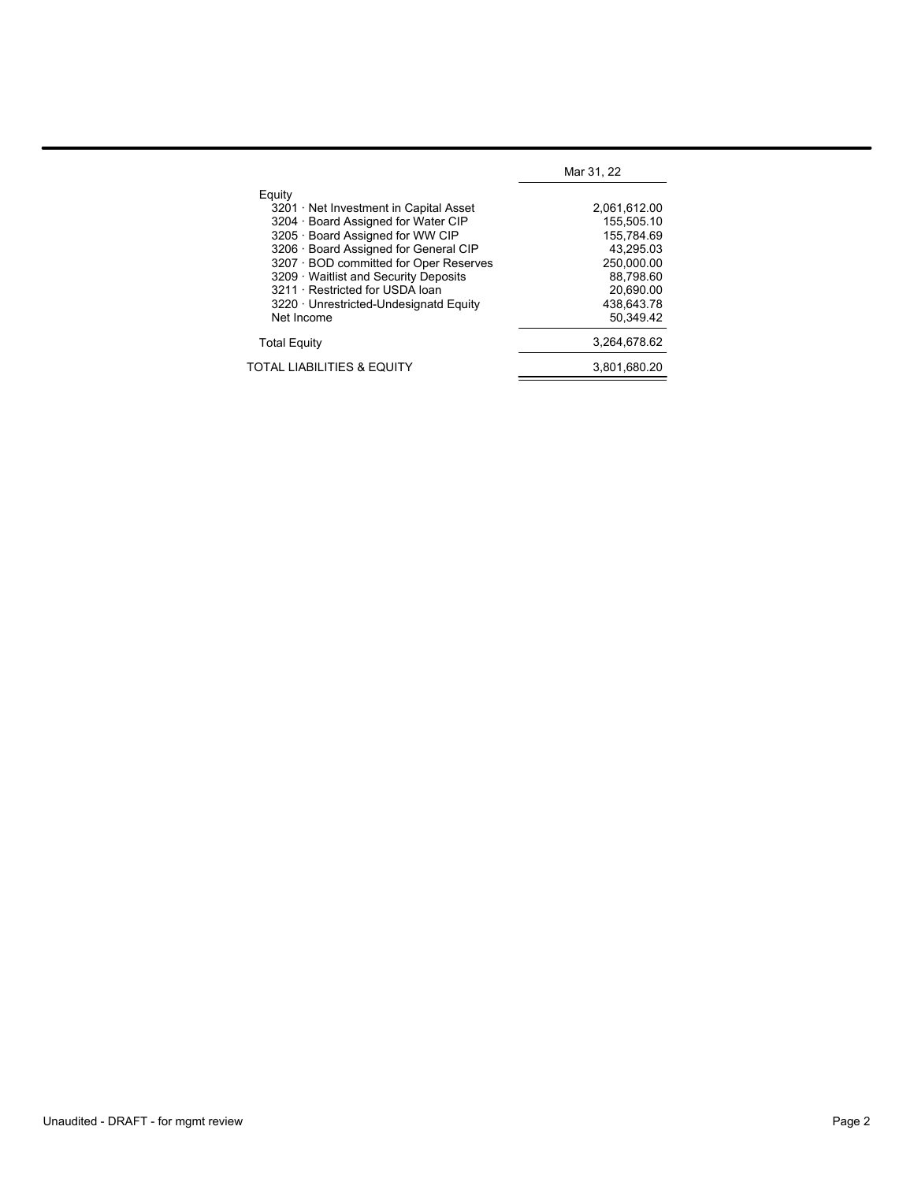| | Mar 31, 22 |
|---|---|
| Equity | |
| 3201 · Net Investment in Capital Asset | 2,061,612.00 |
| 3204 · Board Assigned for Water CIP | 155,505.10 |
| 3205 · Board Assigned for WW CIP | 155,784.69 |
| 3206 · Board Assigned for General CIP | 43,295.03 |
| 3207 · BOD committed for Oper Reserves | 250,000.00 |
| 3209 · Waitlist and Security Deposits | 88,798.60 |
| 3211 · Restricted for USDA loan | 20,690.00 |
| 3220 · Unrestricted-Undesignatd Equity | 438,643.78 |
| Net Income | 50,349.42 |
| Total Equity | 3,264,678.62 |
| TOTAL LIABILITIES & EQUITY | 3,801,680.20 |

Unaudited - DRAFT - for mgmt review